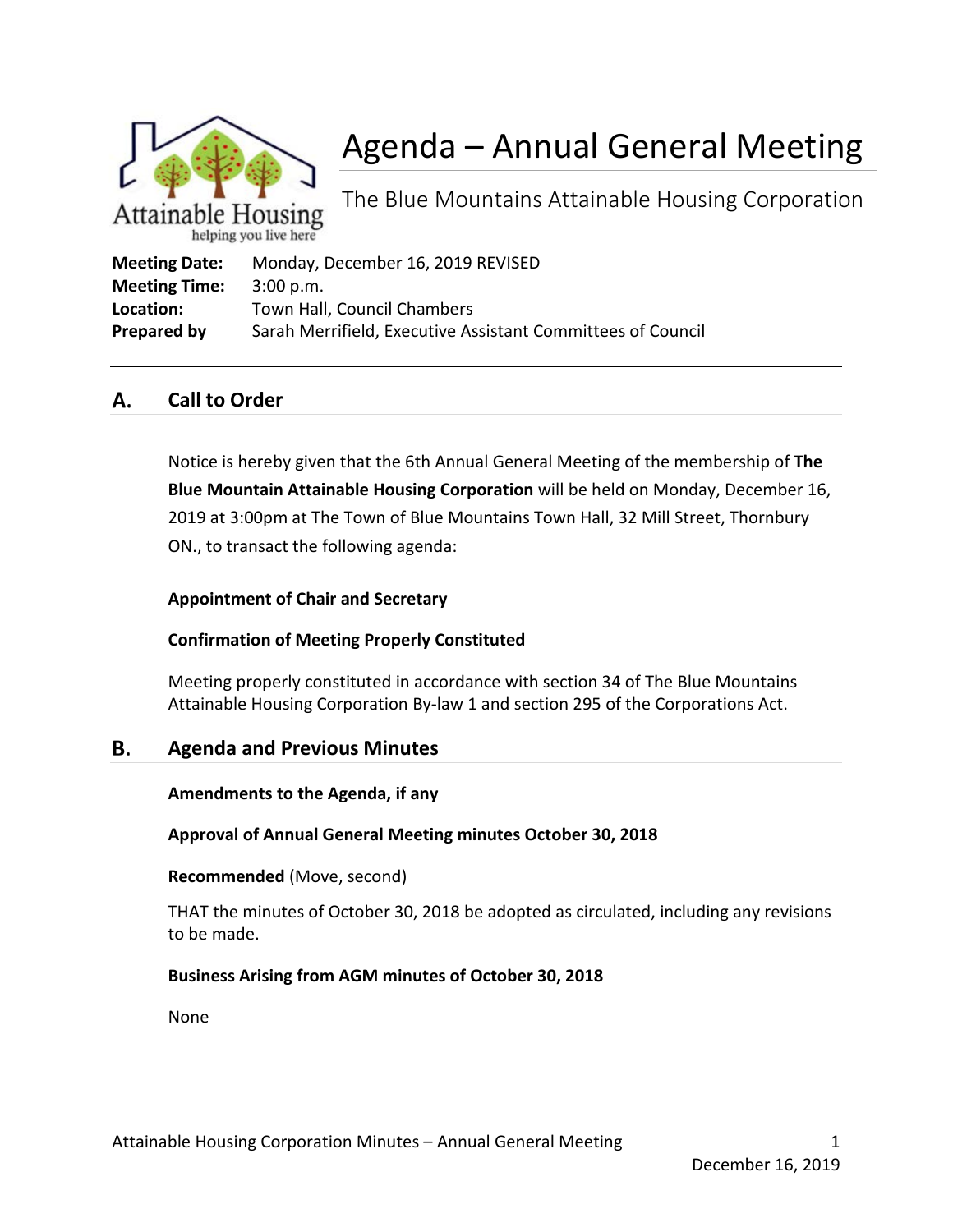# Agenda – Annual General Meeting

The Blue Mountains Attainable Housing Corporation

**Meeting Date:** Monday, December 16, 2019 REVISED
**Meeting Time:** 3:00 p.m.
**Location:** Town Hall, Council Chambers
**Prepared by** Sarah Merrifield, Executive Assistant Committees of Council

---

## A. Call to Order

Notice is hereby given that the 6th Annual General Meeting of the membership of **The Blue Mountain Attainable Housing Corporation** will be held on Monday, December 16, 2019 at 3:00pm at The Town of Blue Mountains Town Hall, 32 Mill Street, Thornbury ON., to transact the following agenda:

**Appointment of Chair and Secretary**

**Confirmation of Meeting Properly Constituted**

Meeting properly constituted in accordance with section 34 of The Blue Mountains Attainable Housing Corporation By-law 1 and section 295 of the Corporations Act.

## B. Agenda and Previous Minutes

**Amendments to the Agenda, if any**

**Approval of Annual General Meeting minutes October 30, 2018**

**Recommended** (Move, second)

THAT the minutes of October 30, 2018 be adopted as circulated, including any revisions to be made.

**Business Arising from AGM minutes of October 30, 2018**

None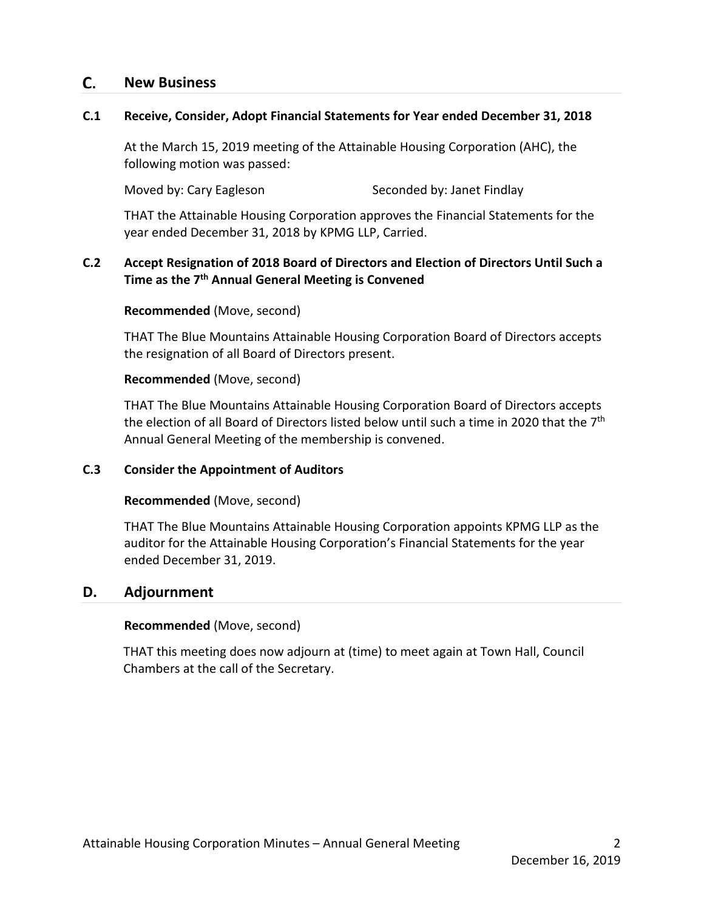## C. New Business

### C.1 Receive, Consider, Adopt Financial Statements for Year ended December 31, 2018

At the March 15, 2019 meeting of the Attainable Housing Corporation (AHC), the following motion was passed:

Moved by: Cary Eagleson Seconded by: Janet Findlay

THAT the Attainable Housing Corporation approves the Financial Statements for the year ended December 31, 2018 by KPMG LLP, Carried.

### C.2 Accept Resignation of 2018 Board of Directors and Election of Directors Until Such a Time as the 7th Annual General Meeting is Convened

**Recommended** (Move, second)

THAT The Blue Mountains Attainable Housing Corporation Board of Directors accepts the resignation of all Board of Directors present.

**Recommended** (Move, second)

THAT The Blue Mountains Attainable Housing Corporation Board of Directors accepts the election of all Board of Directors listed below until such a time in 2020 that the 7th Annual General Meeting of the membership is convened.

### C.3 Consider the Appointment of Auditors

**Recommended** (Move, second)

THAT The Blue Mountains Attainable Housing Corporation appoints KPMG LLP as the auditor for the Attainable Housing Corporation's Financial Statements for the year ended December 31, 2019.

## D. Adjournment

**Recommended** (Move, second)

THAT this meeting does now adjourn at (time) to meet again at Town Hall, Council Chambers at the call of the Secretary.